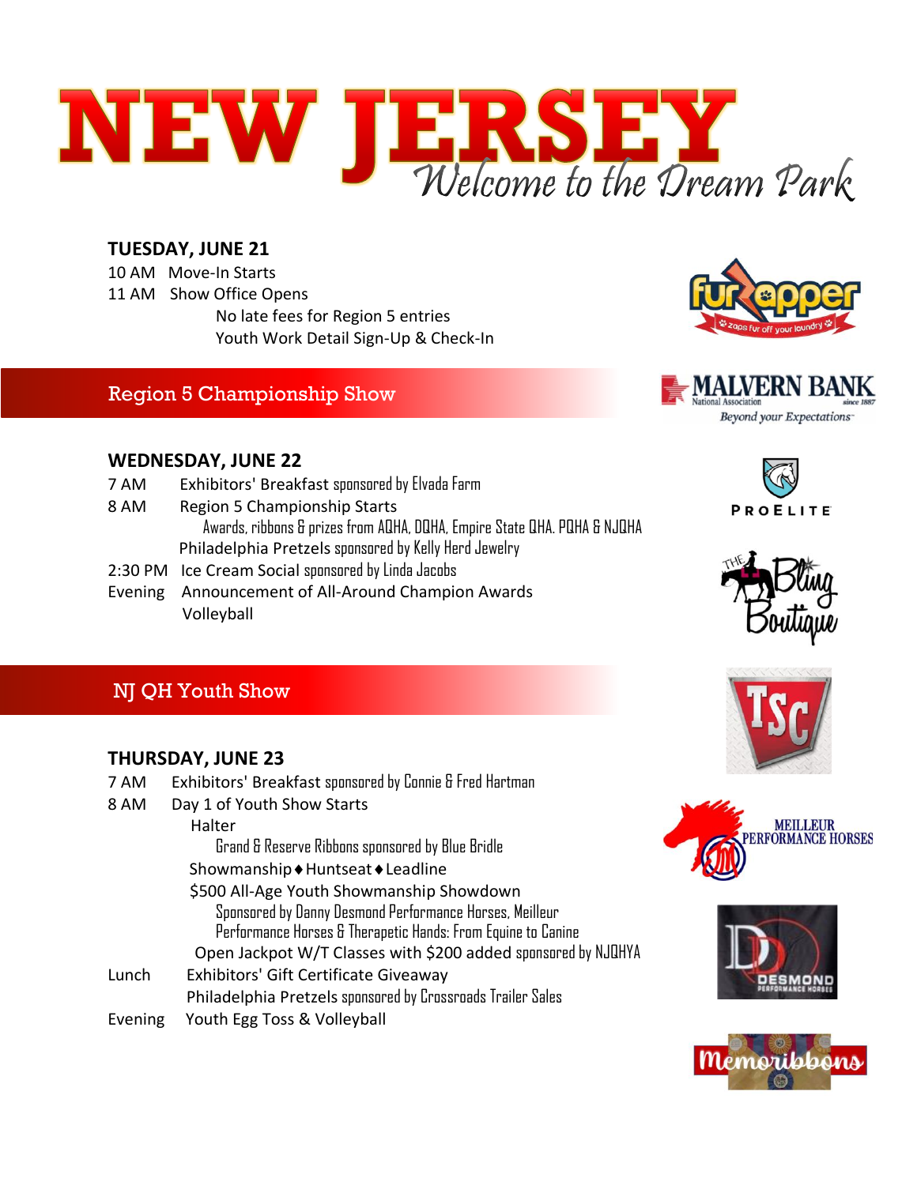# NEW JERSEY

*Welcome to the Dream Park*

### TUESDAY, JUNE 21

10 AM Move-In Starts
11 AM Show Office Opens
No late fees for Region 5 entries
Youth Work Detail Sign-Up & Check-In

## Region 5 Championship Show

### WEDNESDAY, JUNE 22

7 AM Exhibitors' Breakfast sponsored by Elvada Farm
8 AM Region 5 Championship Starts
Awards, ribbons & prizes from AQHA, DQHA, Empire State QHA, PQHA & NJQHA
Philadelphia Pretzels sponsored by Kelly Herd Jewelry
2:30 PM Ice Cream Social sponsored by Linda Jacobs
Evening Announcement of All-Around Champion Awards
Volleyball

## NJ QH Youth Show

### THURSDAY, JUNE 23

7 AM Exhibitors' Breakfast sponsored by Connie & Fred Hartman
8 AM Day 1 of Youth Show Starts
Halter
Grand & Reserve Ribbons sponsored by Blue Bridle
Showmanship ♦ Huntseat ♦ Leadline
$500 All-Age Youth Showmanship Showdown
Sponsored by Danny Desmond Performance Horses, Meilleur Performance Horses & Therapetic Hands: From Equine to Canine
Open Jackpot W/T Classes with $200 added sponsored by NJQHYA
Lunch Exhibitors' Gift Certificate Giveaway
Philadelphia Pretzels sponsored by Crossroads Trailer Sales
Evening Youth Egg Toss & Volleyball

furZapper – zaps fur off your laundry
MALVERN BANK National Association since 1887 – Beyond your Expectations
PROELITE
The Bling Boutique
TSC
MEILLEUR PERFORMANCE HORSES
DESMOND PERFORMANCE HORSES
Memoribbons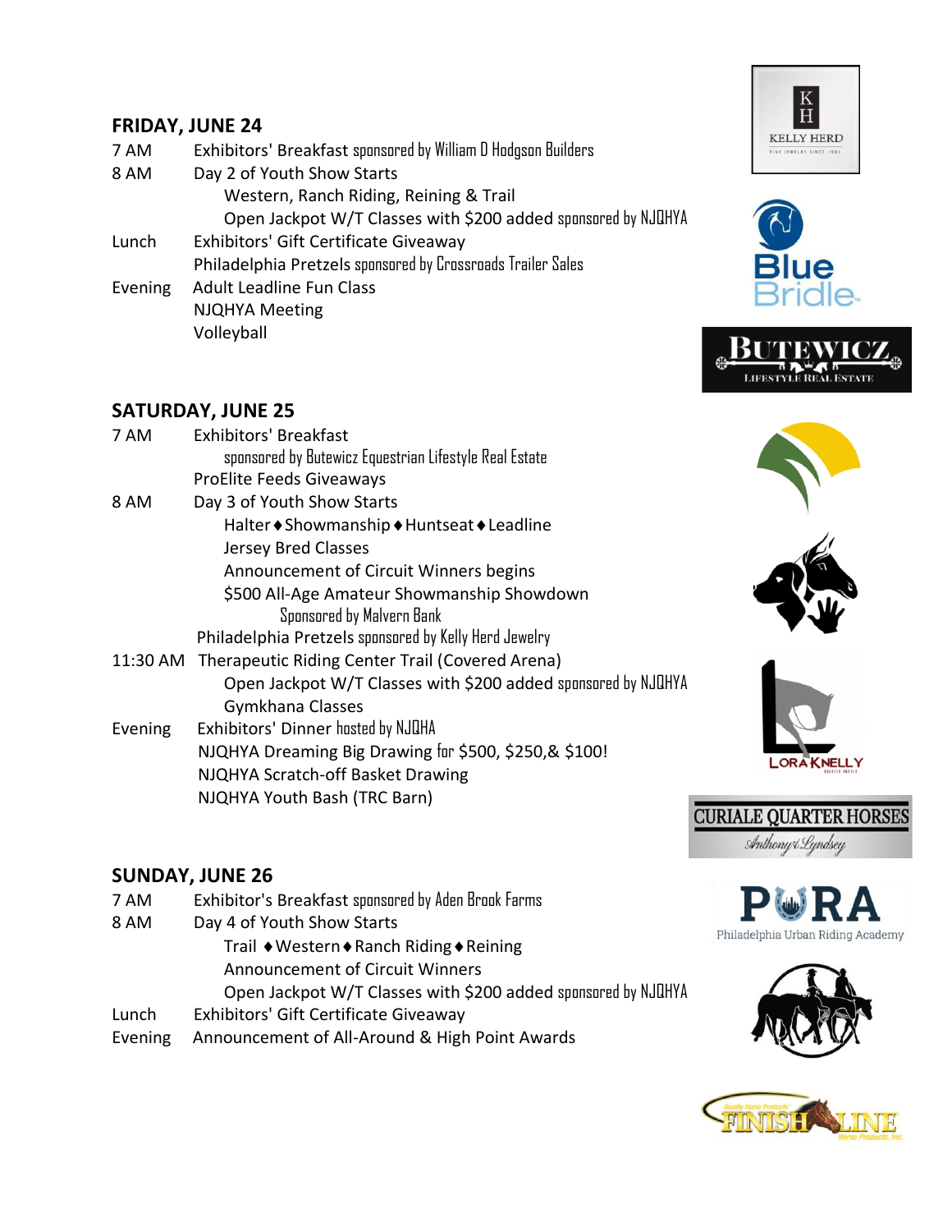## FRIDAY, JUNE 24

7 AM Exhibitors' Breakfast sponsored by William D Hodgson Builders

8 AM Day 2 of Youth Show Starts

- Western, Ranch Riding, Reining & Trail
- Open Jackpot W/T Classes with $200 added sponsored by NJQHYA

Lunch Exhibitors' Gift Certificate Giveaway

Philadelphia Pretzels sponsored by Crossroads Trailer Sales

Evening Adult Leadline Fun Class

NJQHYA Meeting

Volleyball

## SATURDAY, JUNE 25

7 AM Exhibitors' Breakfast

- sponsored by Butewicz Equestrian Lifestyle Real Estate

ProElite Feeds Giveaways

8 AM Day 3 of Youth Show Starts

- Halter ♦ Showmanship ♦ Huntseat ♦ Leadline
- Jersey Bred Classes
- Announcement of Circuit Winners begins
- $500 All-Age Amateur Showmanship Showdown
  - Sponsored by Malvern Bank

Philadelphia Pretzels sponsored by Kelly Herd Jewelry

11:30 AM Therapeutic Riding Center Trail (Covered Arena)

- Open Jackpot W/T Classes with $200 added sponsored by NJQHYA
- Gymkhana Classes

Evening Exhibitors' Dinner hosted by NJQHA

NJQHYA Dreaming Big Drawing for $500, $250,& $100!

NJQHYA Scratch-off Basket Drawing

NJQHYA Youth Bash (TRC Barn)

## SUNDAY, JUNE 26

7 AM Exhibitor's Breakfast sponsored by Aden Brook Farms

8 AM Day 4 of Youth Show Starts

- Trail ♦ Western ♦ Ranch Riding ♦ Reining
- Announcement of Circuit Winners
- Open Jackpot W/T Classes with $200 added sponsored by NJQHYA

Lunch Exhibitors' Gift Certificate Giveaway

Evening Announcement of All-Around & High Point Awards

KELLY HERD FINE JEWELRY SINCE 1985

Blue Bridle

BUTEWICZ LIFESTYLE REAL ESTATE

LORA KNELLY

CURIALE QUARTER HORSES Anthony & Lyndsey

PURA Philadelphia Urban Riding Academy

FINISH LINE Horse Products, Inc.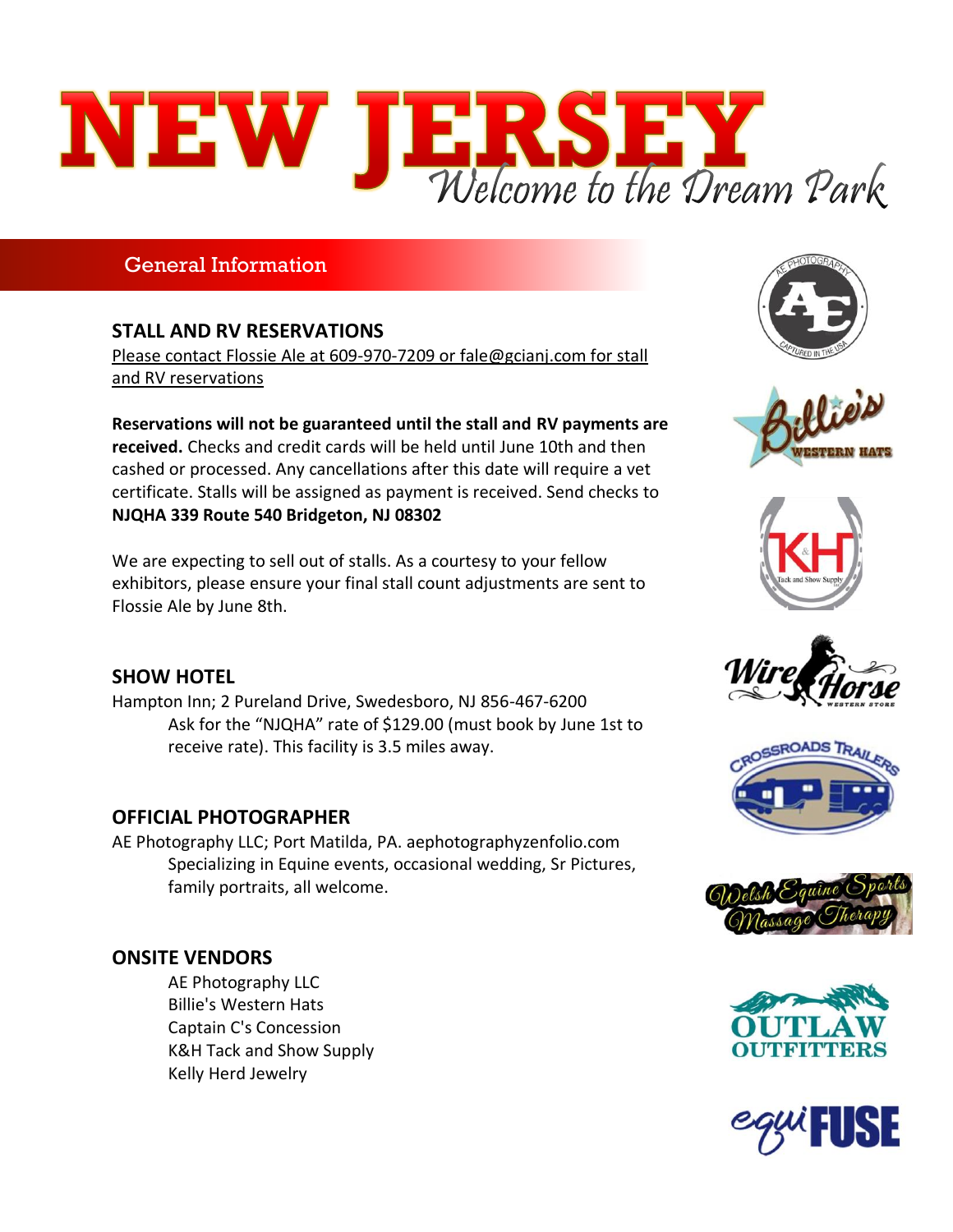# NEW JERSEY

*Welcome to the Dream Park*

## General Information

### STALL AND RV RESERVATIONS

Please contact Flossie Ale at 609-970-7209 or fale@gcianj.com for stall and RV reservations

**Reservations will not be guaranteed until the stall and RV payments are received.** Checks and credit cards will be held until June 10th and then cashed or processed. Any cancellations after this date will require a vet certificate. Stalls will be assigned as payment is received. Send checks to **NJQHA 339 Route 540 Bridgeton, NJ 08302**

We are expecting to sell out of stalls. As a courtesy to your fellow exhibitors, please ensure your final stall count adjustments are sent to Flossie Ale by June 8th.

### SHOW HOTEL

Hampton Inn; 2 Pureland Drive, Swedesboro, NJ 856-467-6200

Ask for the "NJQHA" rate of $129.00 (must book by June 1st to receive rate). This facility is 3.5 miles away.

### OFFICIAL PHOTOGRAPHER

AE Photography LLC; Port Matilda, PA. aephotographyzenfolio.com

Specializing in Equine events, occasional wedding, Sr Pictures, family portraits, all welcome.

### ONSITE VENDORS

- AE Photography LLC
- Billie's Western Hats
- Captain C's Concession
- K&H Tack and Show Supply
- Kelly Herd Jewelry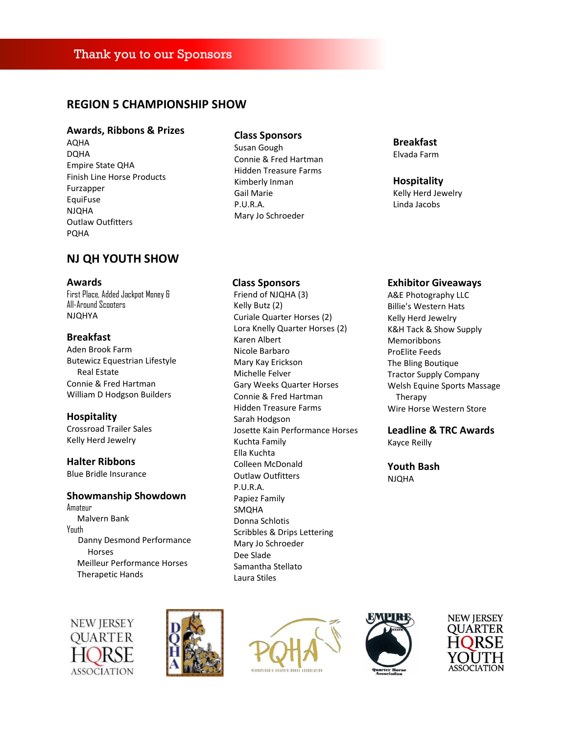## Thank you to our Sponsors

### REGION 5 CHAMPIONSHIP SHOW

**Awards, Ribbons & Prizes**
AQHA
DQHA
Empire State QHA
Finish Line Horse Products
Furzapper
EquiFuse
NJQHA
Outlaw Outfitters
PQHA

**Class Sponsors**
Susan Gough
Connie & Fred Hartman
Hidden Treasure Farms
Kimberly Inman
Gail Marie
P.U.R.A.
Mary Jo Schroeder

**Breakfast**
Elvada Farm

**Hospitality**
Kelly Herd Jewelry
Linda Jacobs

### NJ QH YOUTH SHOW

**Awards**
First Place, Added Jackpot Money & All-Around Scooters
NJQHYA

**Breakfast**
Aden Brook Farm
Butewicz Equestrian Lifestyle Real Estate
Connie & Fred Hartman
William D Hodgson Builders

**Hospitality**
Crossroad Trailer Sales
Kelly Herd Jewelry

**Halter Ribbons**
Blue Bridle Insurance

**Showmanship Showdown**
Amateur
- Malvern Bank

Youth
- Danny Desmond Performance Horses
- Meilleur Performance Horses
- Therapetic Hands

**Class Sponsors**
Friend of NJQHA (3)
Kelly Butz (2)
Curiale Quarter Horses (2)
Lora Knelly Quarter Horses (2)
Karen Albert
Nicole Barbaro
Mary Kay Erickson
Michelle Felver
Gary Weeks Quarter Horses
Connie & Fred Hartman
Hidden Treasure Farms
Sarah Hodgson
Josette Kain Performance Horses
Kuchta Family
Ella Kuchta
Colleen McDonald
Outlaw Outfitters
P.U.R.A.
Papiez Family
SMQHA
Donna Schlotis
Scribbles & Drips Lettering
Mary Jo Schroeder
Dee Slade
Samantha Stellato
Laura Stiles

**Exhibitor Giveaways**
A&E Photography LLC
Billie's Western Hats
Kelly Herd Jewelry
K&H Tack & Show Supply
Memoribbons
ProElite Feeds
The Bling Boutique
Tractor Supply Company
Welsh Equine Sports Massage Therapy
Wire Horse Western Store

**Leadline & TRC Awards**
Kayce Reilly

**Youth Bash**
NJQHA

NEW JERSEY QUARTER HORSE ASSOCIATION

DQHA

PQHA

EMPIRE STATE Quarter Horse Association

NEW JERSEY QUARTER HORSE YOUTH ASSOCIATION